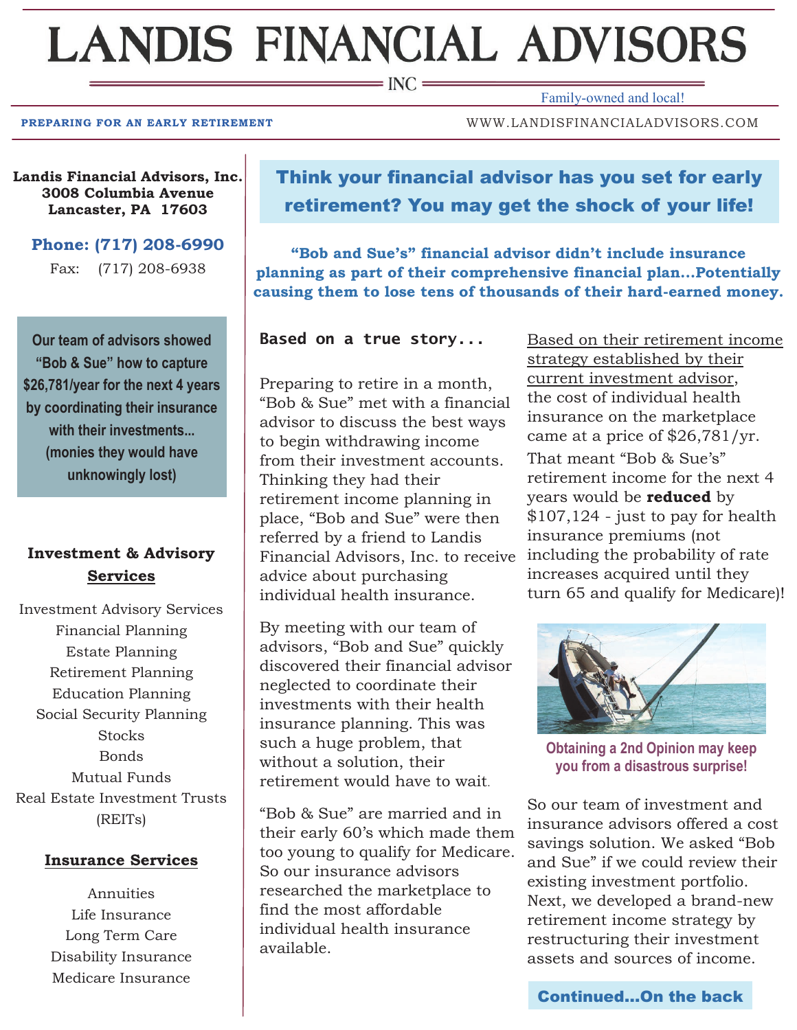# LANDIS FINANCIAL ADVISORS

INC

Family-owned and local!

**PREPARING FOR AN EARLY RETIREMENT**

WWW.LANDISFINANCIALADVISORS.COM

**Landis Financial Advisors, Inc.**
**3008 Columbia Avenue**
**Lancaster, PA 17603**

**Phone: (717) 208-6990**

Fax: (717) 208-6938

**Our team of advisors showed "Bob & Sue" how to capture $26,781/year for the next 4 years by coordinating their insurance with their investments... (monies they would have unknowingly lost)**

### Investment & Advisory Services

Investment Advisory Services
Financial Planning
Estate Planning
Retirement Planning
Education Planning
Social Security Planning
Stocks
Bonds
Mutual Funds
Real Estate Investment Trusts (REITs)

### Insurance Services

Annuities
Life Insurance
Long Term Care
Disability Insurance
Medicare Insurance

## Think your financial advisor has you set for early retirement? You may get the shock of your life!

**"Bob and Sue's" financial advisor didn't include insurance planning as part of their comprehensive financial plan...Potentially causing them to lose tens of thousands of their hard-earned money.**

**Based on a true story...**

Preparing to retire in a month, "Bob & Sue" met with a financial advisor to discuss the best ways to begin withdrawing income from their investment accounts. Thinking they had their retirement income planning in place, "Bob and Sue" were then referred by a friend to Landis Financial Advisors, Inc. to receive advice about purchasing individual health insurance.

By meeting with our team of advisors, "Bob and Sue" quickly discovered their financial advisor neglected to coordinate their investments with their health insurance planning. This was such a huge problem, that without a solution, their retirement would have to wait.

"Bob & Sue" are married and in their early 60's which made them too young to qualify for Medicare. So our insurance advisors researched the marketplace to find the most affordable individual health insurance available.

<u>Based on their retirement income strategy established by their current investment advisor</u>, the cost of individual health insurance on the marketplace came at a price of $26,781/yr. That meant "Bob & Sue's" retirement income for the next 4 years would be **reduced** by $107,124 - just to pay for health insurance premiums (not including the probability of rate increases acquired until they turn 65 and qualify for Medicare)!

Obtaining a 2nd Opinion may keep you from a disastrous surprise!

So our team of investment and insurance advisors offered a cost savings solution. We asked "Bob and Sue" if we could review their existing investment portfolio. Next, we developed a brand-new retirement income strategy by restructuring their investment assets and sources of income.

**Continued...On the back**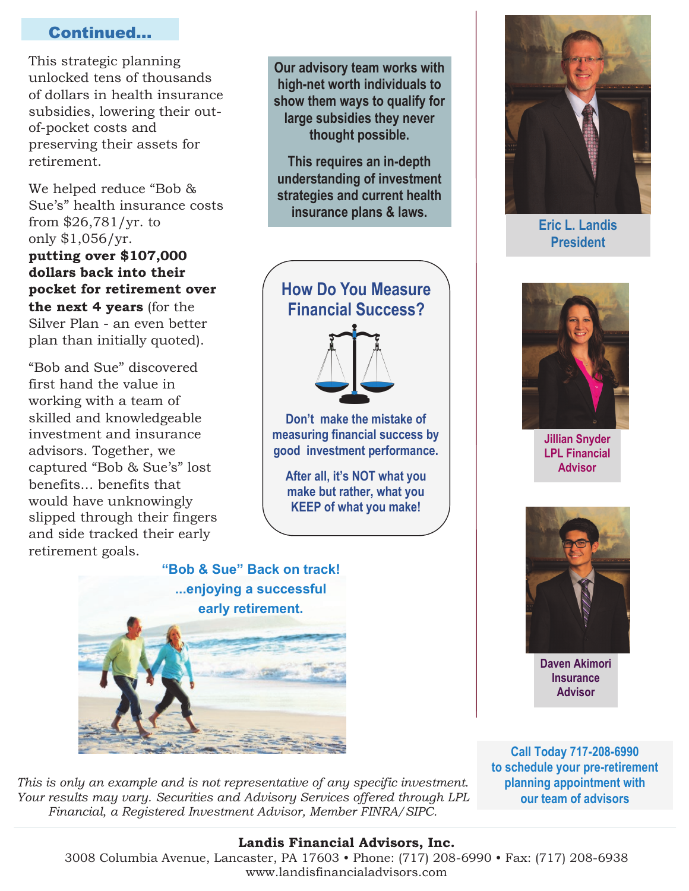## Continued...

This strategic planning unlocked tens of thousands of dollars in health insurance subsidies, lowering their out-of-pocket costs and preserving their assets for retirement.

We helped reduce "Bob & Sue's" health insurance costs from $26,781/yr. to only $1,056/yr. **putting over $107,000 dollars back into their pocket for retirement over the next 4 years** (for the Silver Plan - an even better plan than initially quoted).

"Bob and Sue" discovered first hand the value in working with a team of skilled and knowledgeable investment and insurance advisors. Together, we captured "Bob & Sue's" lost benefits... benefits that would have unknowingly slipped through their fingers and side tracked their early retirement goals.

**Our advisory team works with high-net worth individuals to show them ways to qualify for large subsidies they never thought possible.**

**This requires an in-depth understanding of investment strategies and current health insurance plans & laws.**

### How Do You Measure Financial Success?

**Don't make the mistake of measuring financial success by good investment performance.**

**After all, it's NOT what you make but rather, what you KEEP of what you make!**

**"Bob & Sue" Back on track! ...enjoying a successful early retirement.**

*This is only an example and is not representative of any specific investment. Your results may vary. Securities and Advisory Services offered through LPL Financial, a Registered Investment Advisor, Member FINRA/SIPC.*

**Eric L. Landis**
President

**Jillian Snyder**
LPL Financial Advisor

**Daven Akimori**
Insurance Advisor

**Call Today 717-208-6990 to schedule your pre-retirement planning appointment with our team of advisors**

**Landis Financial Advisors, Inc.**
3008 Columbia Avenue, Lancaster, PA 17603 • Phone: (717) 208-6990 • Fax: (717) 208-6938
www.landisfinancialadvisors.com